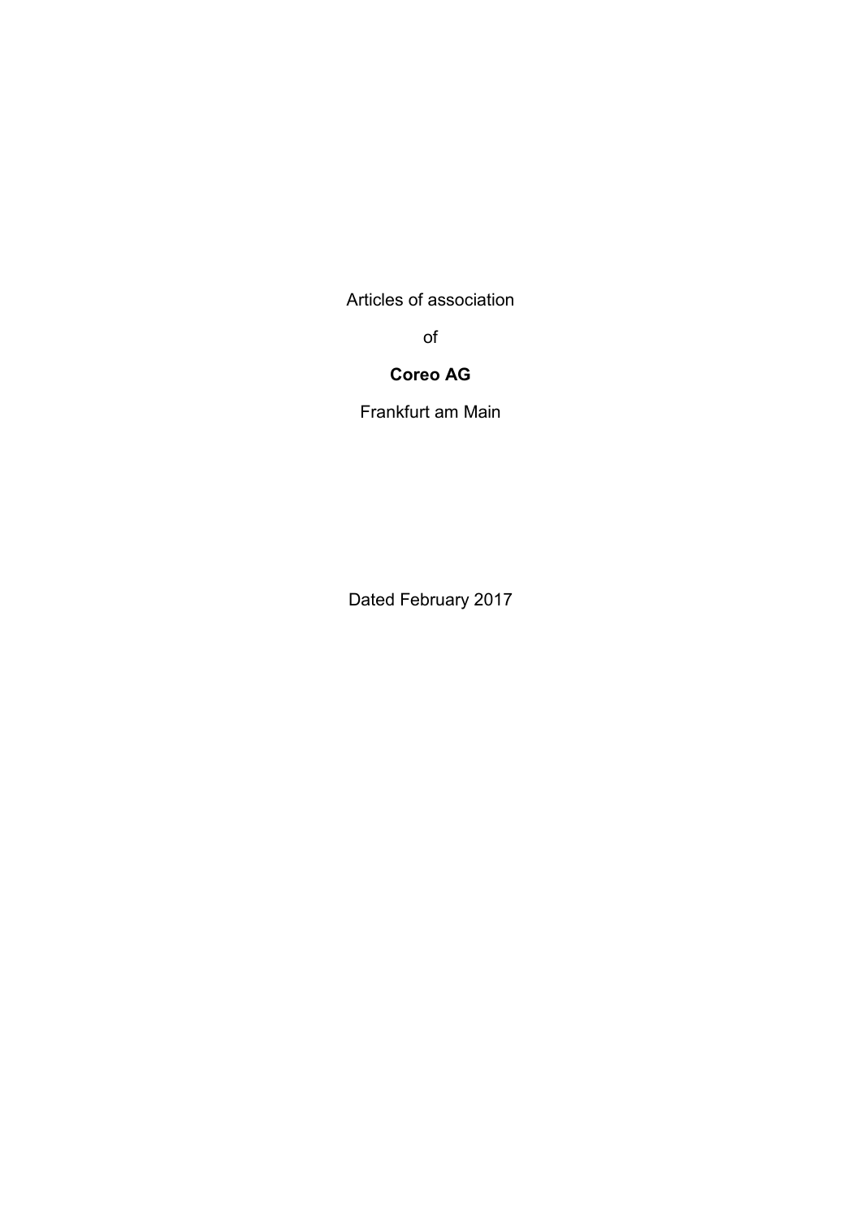Articles of association

of

**Coreo AG**

Frankfurt am Main

Dated February 2017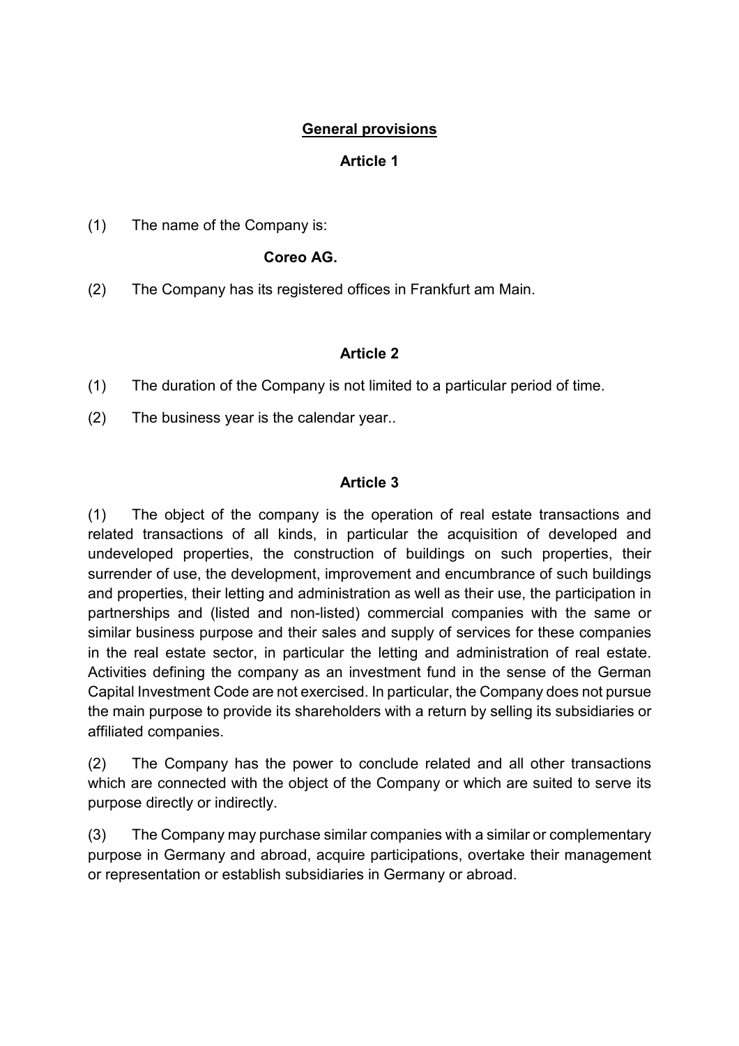## General provisions

### Article 1

(1) The name of the Company is:

**Coreo AG.**

(2) The Company has its registered offices in Frankfurt am Main.

### Article 2

(1) The duration of the Company is not limited to a particular period of time.

(2) The business year is the calendar year..

### Article 3

(1) The object of the company is the operation of real estate transactions and related transactions of all kinds, in particular the acquisition of developed and undeveloped properties, the construction of buildings on such properties, their surrender of use, the development, improvement and encumbrance of such buildings and properties, their letting and administration as well as their use, the participation in partnerships and (listed and non-listed) commercial companies with the same or similar business purpose and their sales and supply of services for these companies in the real estate sector, in particular the letting and administration of real estate. Activities defining the company as an investment fund in the sense of the German Capital Investment Code are not exercised. In particular, the Company does not pursue the main purpose to provide its shareholders with a return by selling its subsidiaries or affiliated companies.

(2) The Company has the power to conclude related and all other transactions which are connected with the object of the Company or which are suited to serve its purpose directly or indirectly.

(3) The Company may purchase similar companies with a similar or complementary purpose in Germany and abroad, acquire participations, overtake their management or representation or establish subsidiaries in Germany or abroad.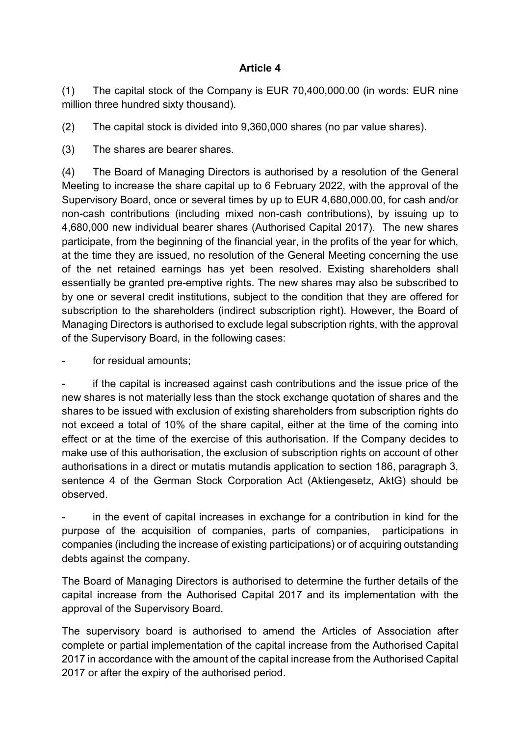**Article 4**

(1) The capital stock of the Company is EUR 70,400,000.00 (in words: EUR nine million three hundred sixty thousand).

(2) The capital stock is divided into 9,360,000 shares (no par value shares).

(3) The shares are bearer shares.

(4) The Board of Managing Directors is authorised by a resolution of the General Meeting to increase the share capital up to 6 February 2022, with the approval of the Supervisory Board, once or several times by up to EUR 4,680,000.00, for cash and/or non-cash contributions (including mixed non-cash contributions), by issuing up to 4,680,000 new individual bearer shares (Authorised Capital 2017). The new shares participate, from the beginning of the financial year, in the profits of the year for which, at the time they are issued, no resolution of the General Meeting concerning the use of the net retained earnings has yet been resolved. Existing shareholders shall essentially be granted pre-emptive rights. The new shares may also be subscribed to by one or several credit institutions, subject to the condition that they are offered for subscription to the shareholders (indirect subscription right). However, the Board of Managing Directors is authorised to exclude legal subscription rights, with the approval of the Supervisory Board, in the following cases:

- for residual amounts;

- if the capital is increased against cash contributions and the issue price of the new shares is not materially less than the stock exchange quotation of shares and the shares to be issued with exclusion of existing shareholders from subscription rights do not exceed a total of 10% of the share capital, either at the time of the coming into effect or at the time of the exercise of this authorisation. If the Company decides to make use of this authorisation, the exclusion of subscription rights on account of other authorisations in a direct or mutatis mutandis application to section 186, paragraph 3, sentence 4 of the German Stock Corporation Act (Aktiengesetz, AktG) should be observed.

- in the event of capital increases in exchange for a contribution in kind for the purpose of the acquisition of companies, parts of companies, participations in companies (including the increase of existing participations) or of acquiring outstanding debts against the company.

The Board of Managing Directors is authorised to determine the further details of the capital increase from the Authorised Capital 2017 and its implementation with the approval of the Supervisory Board.

The supervisory board is authorised to amend the Articles of Association after complete or partial implementation of the capital increase from the Authorised Capital 2017 in accordance with the amount of the capital increase from the Authorised Capital 2017 or after the expiry of the authorised period.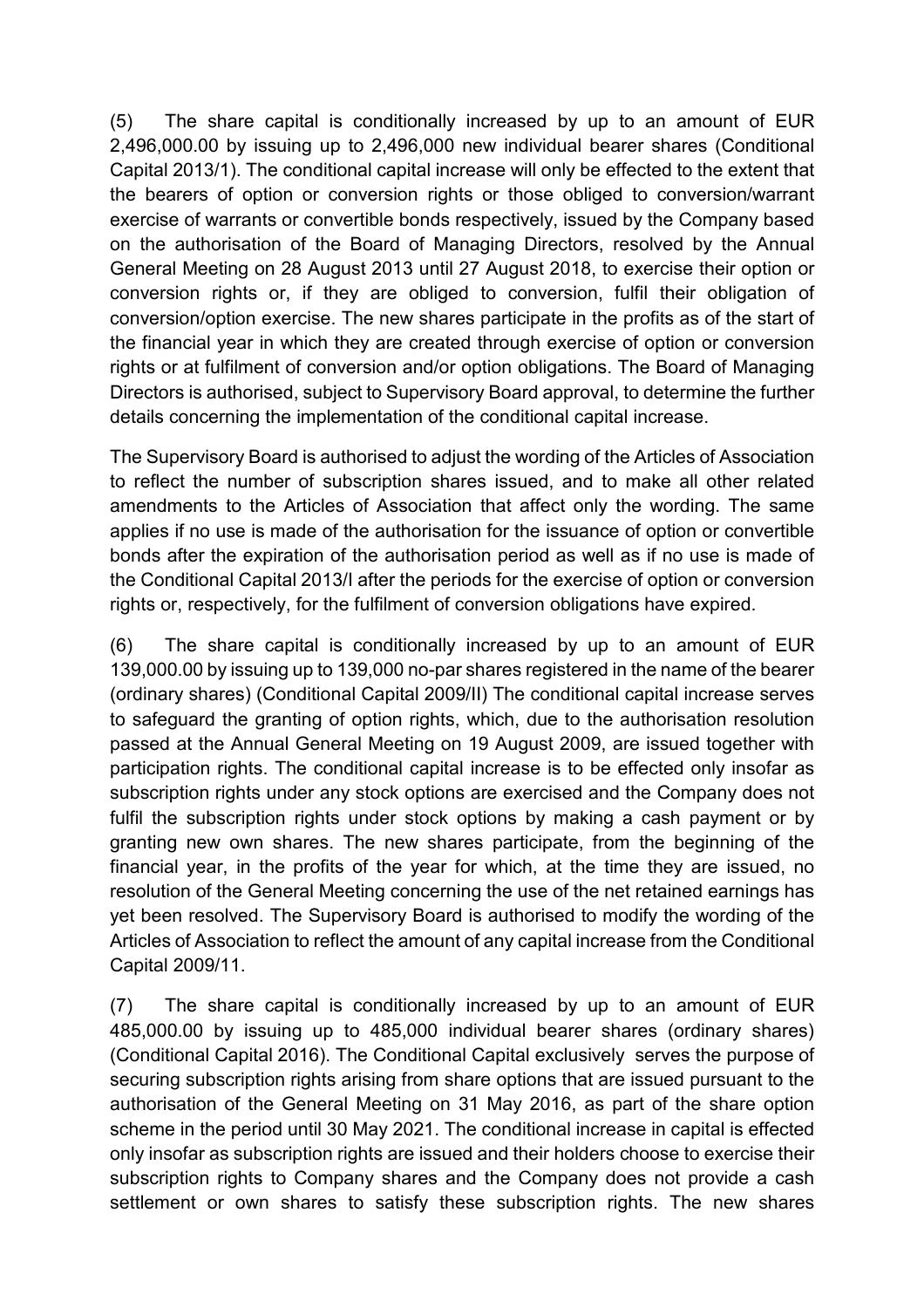(5) The share capital is conditionally increased by up to an amount of EUR 2,496,000.00 by issuing up to 2,496,000 new individual bearer shares (Conditional Capital 2013/1). The conditional capital increase will only be effected to the extent that the bearers of option or conversion rights or those obliged to conversion/warrant exercise of warrants or convertible bonds respectively, issued by the Company based on the authorisation of the Board of Managing Directors, resolved by the Annual General Meeting on 28 August 2013 until 27 August 2018, to exercise their option or conversion rights or, if they are obliged to conversion, fulfil their obligation of conversion/option exercise. The new shares participate in the profits as of the start of the financial year in which they are created through exercise of option or conversion rights or at fulfilment of conversion and/or option obligations. The Board of Managing Directors is authorised, subject to Supervisory Board approval, to determine the further details concerning the implementation of the conditional capital increase.

The Supervisory Board is authorised to adjust the wording of the Articles of Association to reflect the number of subscription shares issued, and to make all other related amendments to the Articles of Association that affect only the wording. The same applies if no use is made of the authorisation for the issuance of option or convertible bonds after the expiration of the authorisation period as well as if no use is made of the Conditional Capital 2013/I after the periods for the exercise of option or conversion rights or, respectively, for the fulfilment of conversion obligations have expired.

(6) The share capital is conditionally increased by up to an amount of EUR 139,000.00 by issuing up to 139,000 no-par shares registered in the name of the bearer (ordinary shares) (Conditional Capital 2009/II) The conditional capital increase serves to safeguard the granting of option rights, which, due to the authorisation resolution passed at the Annual General Meeting on 19 August 2009, are issued together with participation rights. The conditional capital increase is to be effected only insofar as subscription rights under any stock options are exercised and the Company does not fulfil the subscription rights under stock options by making a cash payment or by granting new own shares. The new shares participate, from the beginning of the financial year, in the profits of the year for which, at the time they are issued, no resolution of the General Meeting concerning the use of the net retained earnings has yet been resolved. The Supervisory Board is authorised to modify the wording of the Articles of Association to reflect the amount of any capital increase from the Conditional Capital 2009/11.

(7) The share capital is conditionally increased by up to an amount of EUR 485,000.00 by issuing up to 485,000 individual bearer shares (ordinary shares) (Conditional Capital 2016). The Conditional Capital exclusively serves the purpose of securing subscription rights arising from share options that are issued pursuant to the authorisation of the General Meeting on 31 May 2016, as part of the share option scheme in the period until 30 May 2021. The conditional increase in capital is effected only insofar as subscription rights are issued and their holders choose to exercise their subscription rights to Company shares and the Company does not provide a cash settlement or own shares to satisfy these subscription rights. The new shares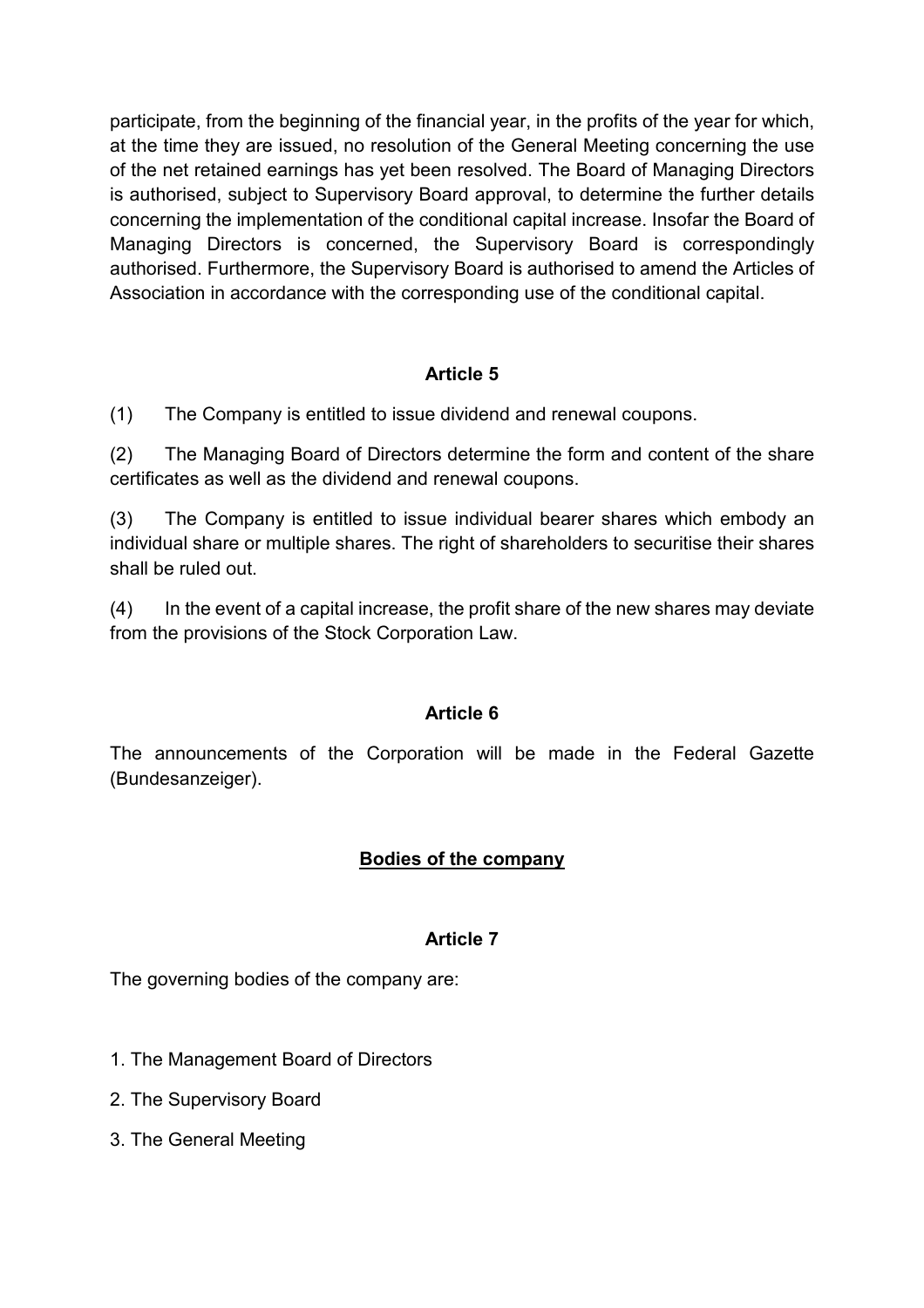participate, from the beginning of the financial year, in the profits of the year for which, at the time they are issued, no resolution of the General Meeting concerning the use of the net retained earnings has yet been resolved. The Board of Managing Directors is authorised, subject to Supervisory Board approval, to determine the further details concerning the implementation of the conditional capital increase. Insofar the Board of Managing Directors is concerned, the Supervisory Board is correspondingly authorised. Furthermore, the Supervisory Board is authorised to amend the Articles of Association in accordance with the corresponding use of the conditional capital.

**Article 5**

(1) The Company is entitled to issue dividend and renewal coupons.

(2) The Managing Board of Directors determine the form and content of the share certificates as well as the dividend and renewal coupons.

(3) The Company is entitled to issue individual bearer shares which embody an individual share or multiple shares. The right of shareholders to securitise their shares shall be ruled out.

(4) In the event of a capital increase, the profit share of the new shares may deviate from the provisions of the Stock Corporation Law.

**Article 6**

The announcements of the Corporation will be made in the Federal Gazette (Bundesanzeiger).

## Bodies of the company

**Article 7**

The governing bodies of the company are:

1. The Management Board of Directors
2. The Supervisory Board
3. The General Meeting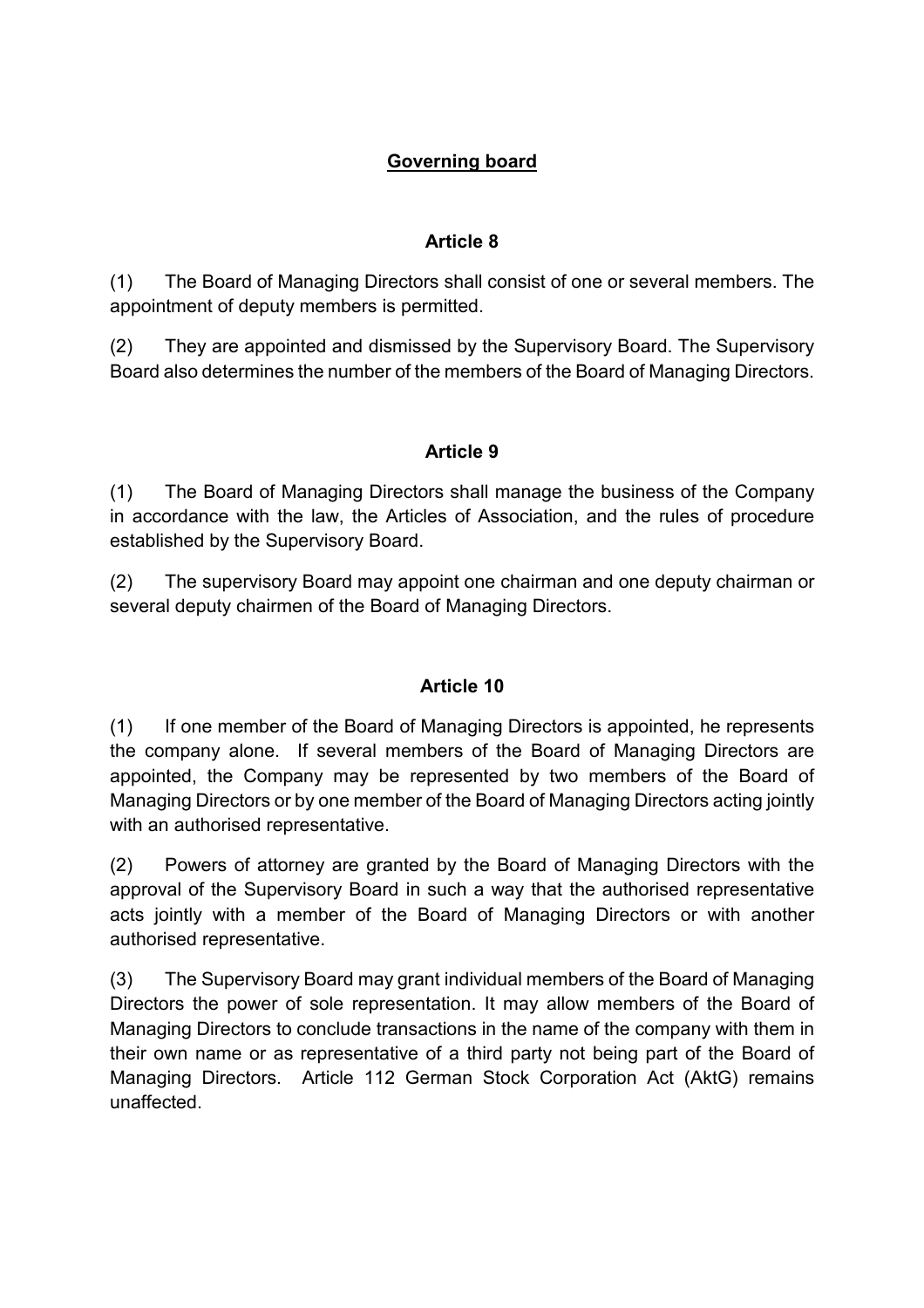## Governing board

### Article 8

(1) The Board of Managing Directors shall consist of one or several members. The appointment of deputy members is permitted.

(2) They are appointed and dismissed by the Supervisory Board. The Supervisory Board also determines the number of the members of the Board of Managing Directors.

### Article 9

(1) The Board of Managing Directors shall manage the business of the Company in accordance with the law, the Articles of Association, and the rules of procedure established by the Supervisory Board.

(2) The supervisory Board may appoint one chairman and one deputy chairman or several deputy chairmen of the Board of Managing Directors.

### Article 10

(1) If one member of the Board of Managing Directors is appointed, he represents the company alone. If several members of the Board of Managing Directors are appointed, the Company may be represented by two members of the Board of Managing Directors or by one member of the Board of Managing Directors acting jointly with an authorised representative.

(2) Powers of attorney are granted by the Board of Managing Directors with the approval of the Supervisory Board in such a way that the authorised representative acts jointly with a member of the Board of Managing Directors or with another authorised representative.

(3) The Supervisory Board may grant individual members of the Board of Managing Directors the power of sole representation. It may allow members of the Board of Managing Directors to conclude transactions in the name of the company with them in their own name or as representative of a third party not being part of the Board of Managing Directors. Article 112 German Stock Corporation Act (AktG) remains unaffected.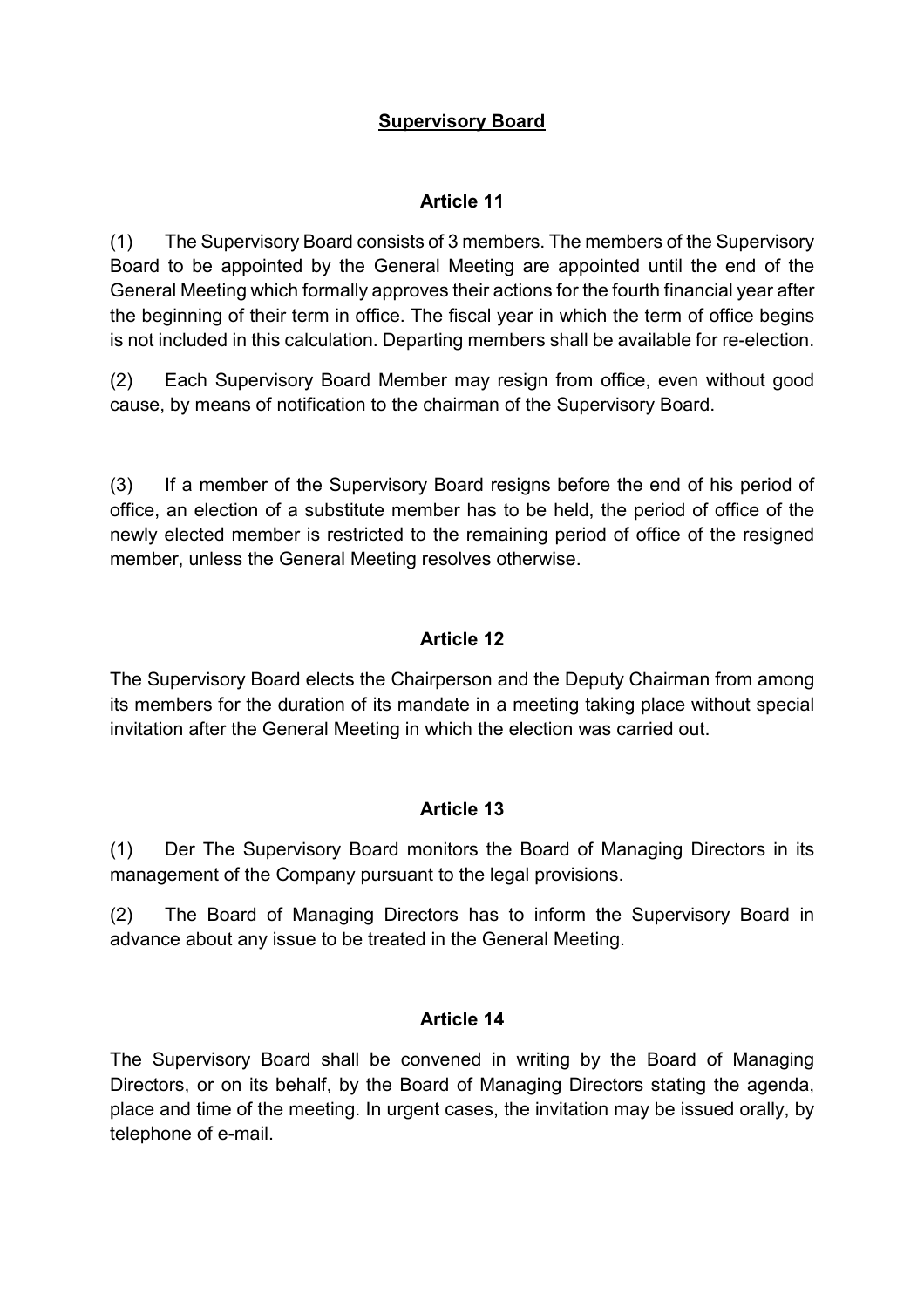## Supervisory Board

### Article 11

(1) The Supervisory Board consists of 3 members. The members of the Supervisory Board to be appointed by the General Meeting are appointed until the end of the General Meeting which formally approves their actions for the fourth financial year after the beginning of their term in office. The fiscal year in which the term of office begins is not included in this calculation. Departing members shall be available for re-election.

(2) Each Supervisory Board Member may resign from office, even without good cause, by means of notification to the chairman of the Supervisory Board.

(3) If a member of the Supervisory Board resigns before the end of his period of office, an election of a substitute member has to be held, the period of office of the newly elected member is restricted to the remaining period of office of the resigned member, unless the General Meeting resolves otherwise.

### Article 12

The Supervisory Board elects the Chairperson and the Deputy Chairman from among its members for the duration of its mandate in a meeting taking place without special invitation after the General Meeting in which the election was carried out.

### Article 13

(1) Der The Supervisory Board monitors the Board of Managing Directors in its management of the Company pursuant to the legal provisions.

(2) The Board of Managing Directors has to inform the Supervisory Board in advance about any issue to be treated in the General Meeting.

### Article 14

The Supervisory Board shall be convened in writing by the Board of Managing Directors, or on its behalf, by the Board of Managing Directors stating the agenda, place and time of the meeting. In urgent cases, the invitation may be issued orally, by telephone of e-mail.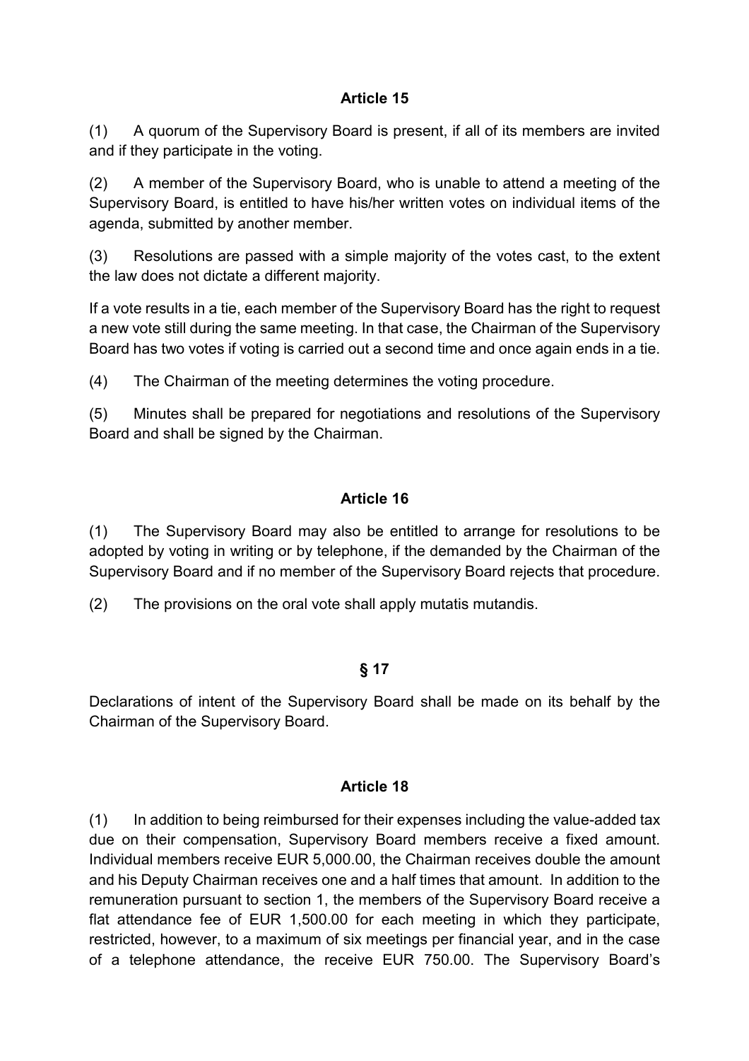## Article 15

(1) A quorum of the Supervisory Board is present, if all of its members are invited and if they participate in the voting.

(2) A member of the Supervisory Board, who is unable to attend a meeting of the Supervisory Board, is entitled to have his/her written votes on individual items of the agenda, submitted by another member.

(3) Resolutions are passed with a simple majority of the votes cast, to the extent the law does not dictate a different majority.

If a vote results in a tie, each member of the Supervisory Board has the right to request a new vote still during the same meeting. In that case, the Chairman of the Supervisory Board has two votes if voting is carried out a second time and once again ends in a tie.

(4) The Chairman of the meeting determines the voting procedure.

(5) Minutes shall be prepared for negotiations and resolutions of the Supervisory Board and shall be signed by the Chairman.

## Article 16

(1) The Supervisory Board may also be entitled to arrange for resolutions to be adopted by voting in writing or by telephone, if the demanded by the Chairman of the Supervisory Board and if no member of the Supervisory Board rejects that procedure.

(2) The provisions on the oral vote shall apply mutatis mutandis.

## § 17

Declarations of intent of the Supervisory Board shall be made on its behalf by the Chairman of the Supervisory Board.

## Article 18

(1) In addition to being reimbursed for their expenses including the value-added tax due on their compensation, Supervisory Board members receive a fixed amount. Individual members receive EUR 5,000.00, the Chairman receives double the amount and his Deputy Chairman receives one and a half times that amount. In addition to the remuneration pursuant to section 1, the members of the Supervisory Board receive a flat attendance fee of EUR 1,500.00 for each meeting in which they participate, restricted, however, to a maximum of six meetings per financial year, and in the case of a telephone attendance, the receive EUR 750.00. The Supervisory Board's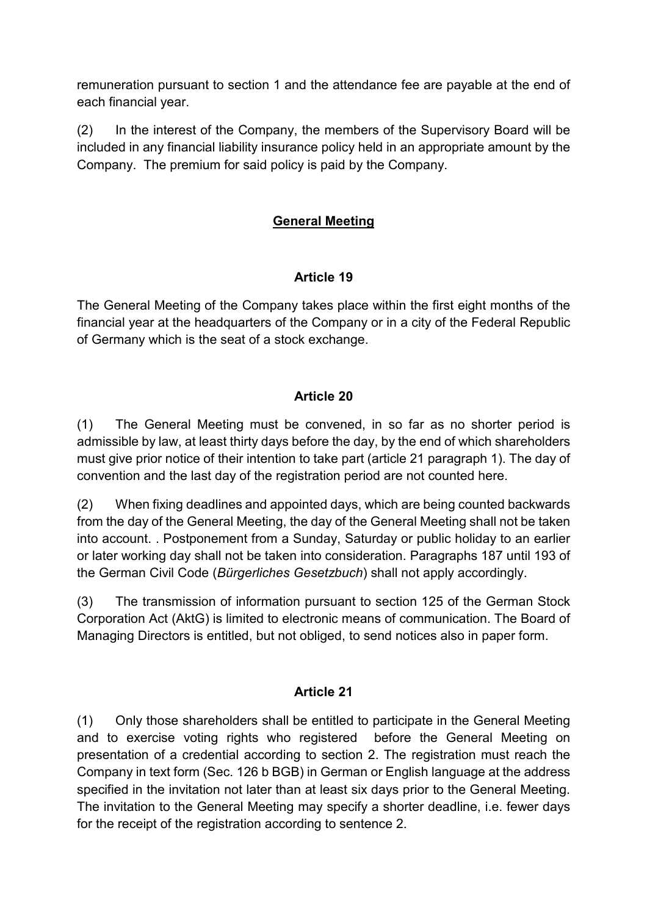remuneration pursuant to section 1 and the attendance fee are payable at the end of each financial year.

(2) In the interest of the Company, the members of the Supervisory Board will be included in any financial liability insurance policy held in an appropriate amount by the Company. The premium for said policy is paid by the Company.

## General Meeting

### Article 19

The General Meeting of the Company takes place within the first eight months of the financial year at the headquarters of the Company or in a city of the Federal Republic of Germany which is the seat of a stock exchange.

### Article 20

(1) The General Meeting must be convened, in so far as no shorter period is admissible by law, at least thirty days before the day, by the end of which shareholders must give prior notice of their intention to take part (article 21 paragraph 1). The day of convention and the last day of the registration period are not counted here.

(2) When fixing deadlines and appointed days, which are being counted backwards from the day of the General Meeting, the day of the General Meeting shall not be taken into account. . Postponement from a Sunday, Saturday or public holiday to an earlier or later working day shall not be taken into consideration. Paragraphs 187 until 193 of the German Civil Code (*Bürgerliches Gesetzbuch*) shall not apply accordingly.

(3) The transmission of information pursuant to section 125 of the German Stock Corporation Act (AktG) is limited to electronic means of communication. The Board of Managing Directors is entitled, but not obliged, to send notices also in paper form.

### Article 21

(1) Only those shareholders shall be entitled to participate in the General Meeting and to exercise voting rights who registered before the General Meeting on presentation of a credential according to section 2. The registration must reach the Company in text form (Sec. 126 b BGB) in German or English language at the address specified in the invitation not later than at least six days prior to the General Meeting. The invitation to the General Meeting may specify a shorter deadline, i.e. fewer days for the receipt of the registration according to sentence 2.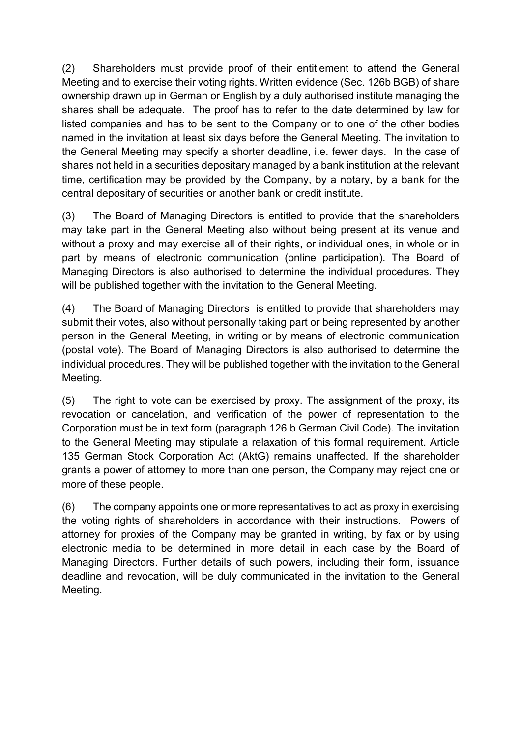(2) Shareholders must provide proof of their entitlement to attend the General Meeting and to exercise their voting rights. Written evidence (Sec. 126b BGB) of share ownership drawn up in German or English by a duly authorised institute managing the shares shall be adequate. The proof has to refer to the date determined by law for listed companies and has to be sent to the Company or to one of the other bodies named in the invitation at least six days before the General Meeting. The invitation to the General Meeting may specify a shorter deadline, i.e. fewer days. In the case of shares not held in a securities depositary managed by a bank institution at the relevant time, certification may be provided by the Company, by a notary, by a bank for the central depositary of securities or another bank or credit institute.

(3) The Board of Managing Directors is entitled to provide that the shareholders may take part in the General Meeting also without being present at its venue and without a proxy and may exercise all of their rights, or individual ones, in whole or in part by means of electronic communication (online participation). The Board of Managing Directors is also authorised to determine the individual procedures. They will be published together with the invitation to the General Meeting.

(4) The Board of Managing Directors is entitled to provide that shareholders may submit their votes, also without personally taking part or being represented by another person in the General Meeting, in writing or by means of electronic communication (postal vote). The Board of Managing Directors is also authorised to determine the individual procedures. They will be published together with the invitation to the General Meeting.

(5) The right to vote can be exercised by proxy. The assignment of the proxy, its revocation or cancelation, and verification of the power of representation to the Corporation must be in text form (paragraph 126 b German Civil Code). The invitation to the General Meeting may stipulate a relaxation of this formal requirement. Article 135 German Stock Corporation Act (AktG) remains unaffected. If the shareholder grants a power of attorney to more than one person, the Company may reject one or more of these people.

(6) The company appoints one or more representatives to act as proxy in exercising the voting rights of shareholders in accordance with their instructions. Powers of attorney for proxies of the Company may be granted in writing, by fax or by using electronic media to be determined in more detail in each case by the Board of Managing Directors. Further details of such powers, including their form, issuance deadline and revocation, will be duly communicated in the invitation to the General Meeting.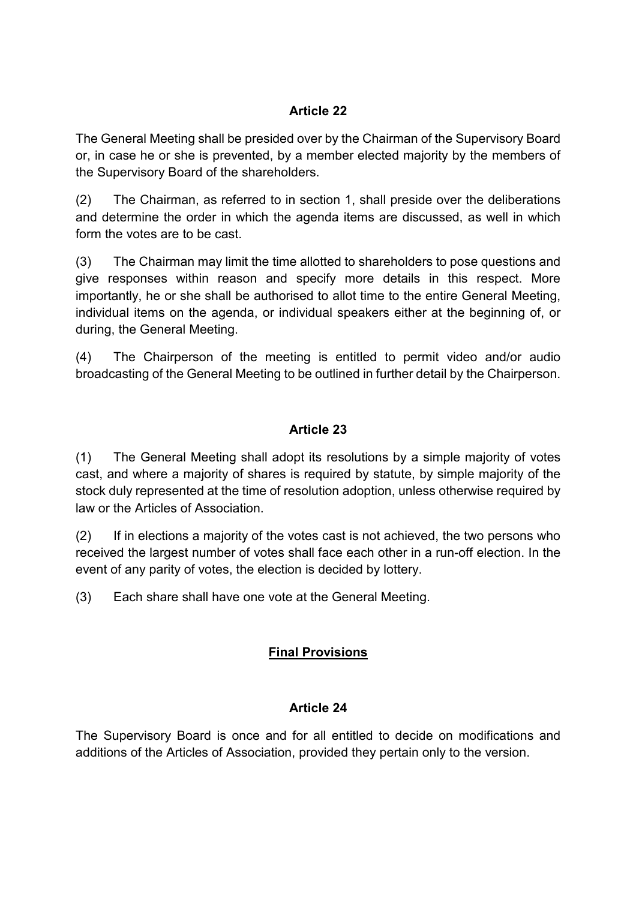### Article 22

The General Meeting shall be presided over by the Chairman of the Supervisory Board or, in case he or she is prevented, by a member elected majority by the members of the Supervisory Board of the shareholders.

(2) The Chairman, as referred to in section 1, shall preside over the deliberations and determine the order in which the agenda items are discussed, as well in which form the votes are to be cast.

(3) The Chairman may limit the time allotted to shareholders to pose questions and give responses within reason and specify more details in this respect. More importantly, he or she shall be authorised to allot time to the entire General Meeting, individual items on the agenda, or individual speakers either at the beginning of, or during, the General Meeting.

(4) The Chairperson of the meeting is entitled to permit video and/or audio broadcasting of the General Meeting to be outlined in further detail by the Chairperson.

### Article 23

(1) The General Meeting shall adopt its resolutions by a simple majority of votes cast, and where a majority of shares is required by statute, by simple majority of the stock duly represented at the time of resolution adoption, unless otherwise required by law or the Articles of Association.

(2) If in elections a majority of the votes cast is not achieved, the two persons who received the largest number of votes shall face each other in a run-off election. In the event of any parity of votes, the election is decided by lottery.

(3) Each share shall have one vote at the General Meeting.

## Final Provisions

### Article 24

The Supervisory Board is once and for all entitled to decide on modifications and additions of the Articles of Association, provided they pertain only to the version.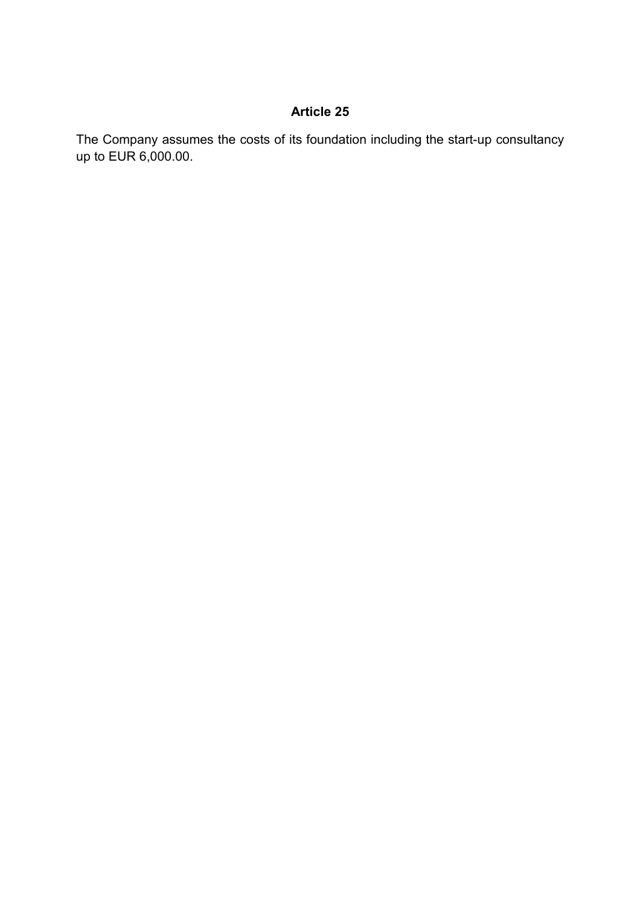## Article 25

The Company assumes the costs of its foundation including the start-up consultancy up to EUR 6,000.00.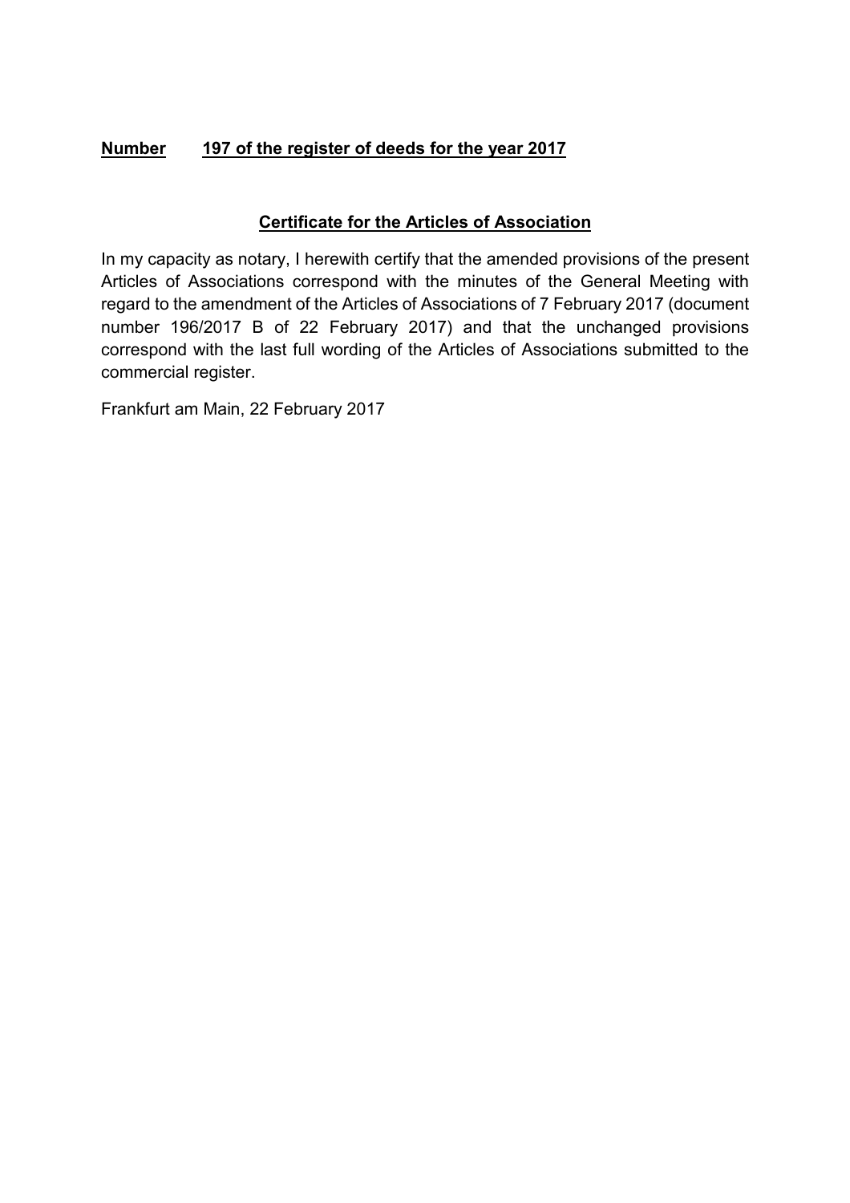**Number 197 of the register of deeds for the year 2017**

**Certificate for the Articles of Association**

In my capacity as notary, I herewith certify that the amended provisions of the present Articles of Associations correspond with the minutes of the General Meeting with regard to the amendment of the Articles of Associations of 7 February 2017 (document number 196/2017 B of 22 February 2017) and that the unchanged provisions correspond with the last full wording of the Articles of Associations submitted to the commercial register.

Frankfurt am Main, 22 February 2017